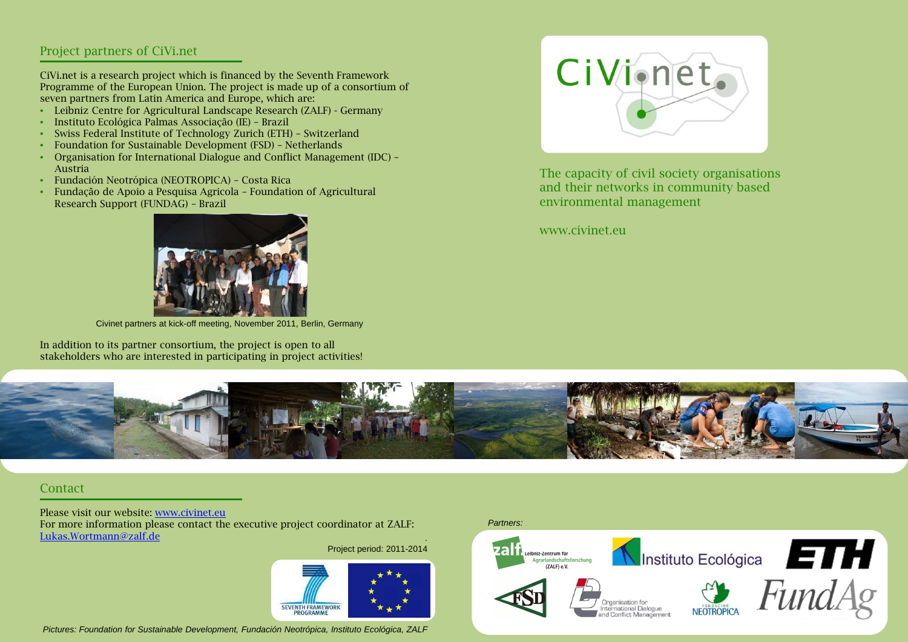## Project partners of CiVi.net

CiVi.net is a research project which is financed by the Seventh Framework Programme of the European Union. The project is made up of a consortium of seven partners from Latin America and Europe, which are:

- Leibniz Centre for Agricultural Landscape Research (ZALF) - Germany
- Instituto Ecológica Palmas Associação (IE) – Brazil
- Swiss Federal Institute of Technology Zurich (ETH) – Switzerland
- Foundation for Sustainable Development (FSD) – Netherlands
- Organisation for International Dialogue and Conflict Management (IDC) – Austria
- Fundación Neotrópica (NEOTROPICA) – Costa Rica
- Fundação de Apoio a Pesquisa Agricola – Foundation of Agricultural Research Support (FUNDAG) – Brazil

Civinet partners at kick-off meeting, November 2011, Berlin, Germany

In addition to its partner consortium, the project is open to all stakeholders who are interested in participating in project activities!

# CiVi.net

The capacity of civil society organisations and their networks in community based environmental management

www.civinet.eu

## Contact

Please visit our website: www.civinet.eu
For more information please contact the executive project coordinator at ZALF: Lukas.Wortmann@zalf.de

Project period: 2011-2014

*Partners:*

*Pictures: Foundation for Sustainable Development, Fundación Neotrópica, Instituto Ecológica, ZALF*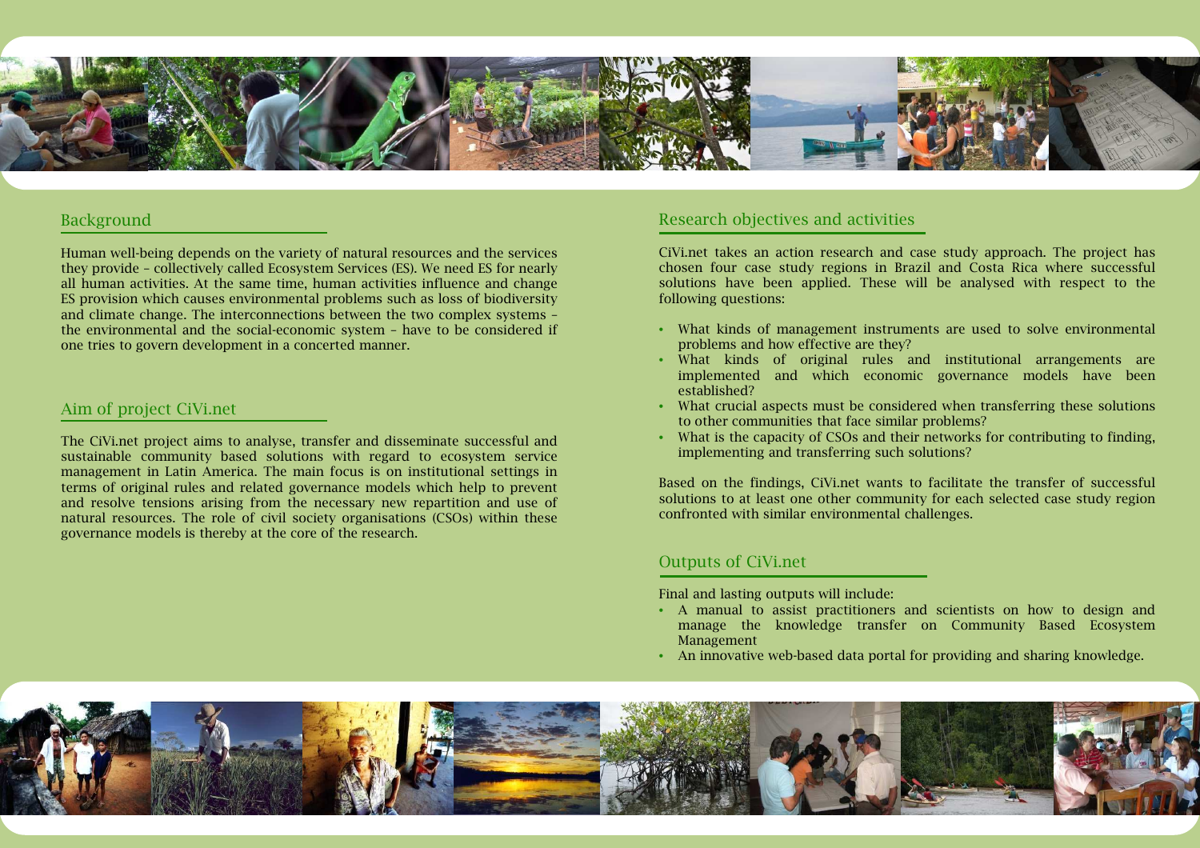## Background

Human well-being depends on the variety of natural resources and the services they provide – collectively called Ecosystem Services (ES). We need ES for nearly all human activities. At the same time, human activities influence and change ES provision which causes environmental problems such as loss of biodiversity and climate change. The interconnections between the two complex systems – the environmental and the social-economic system – have to be considered if one tries to govern development in a concerted manner.

## Aim of project CiVi.net

The CiVi.net project aims to analyse, transfer and disseminate successful and sustainable community based solutions with regard to ecosystem service management in Latin America. The main focus is on institutional settings in terms of original rules and related governance models which help to prevent and resolve tensions arising from the necessary new repartition and use of natural resources. The role of civil society organisations (CSOs) within these governance models is thereby at the core of the research.

## Research objectives and activities

CiVi.net takes an action research and case study approach. The project has chosen four case study regions in Brazil and Costa Rica where successful solutions have been applied. These will be analysed with respect to the following questions:

- What kinds of management instruments are used to solve environmental problems and how effective are they?
- What kinds of original rules and institutional arrangements are implemented and which economic governance models have been established?
- What crucial aspects must be considered when transferring these solutions to other communities that face similar problems?
- What is the capacity of CSOs and their networks for contributing to finding, implementing and transferring such solutions?

Based on the findings, CiVi.net wants to facilitate the transfer of successful solutions to at least one other community for each selected case study region confronted with similar environmental challenges.

## Outputs of CiVi.net

Final and lasting outputs will include:

- A manual to assist practitioners and scientists on how to design and manage the knowledge transfer on Community Based Ecosystem Management
- An innovative web-based data portal for providing and sharing knowledge.